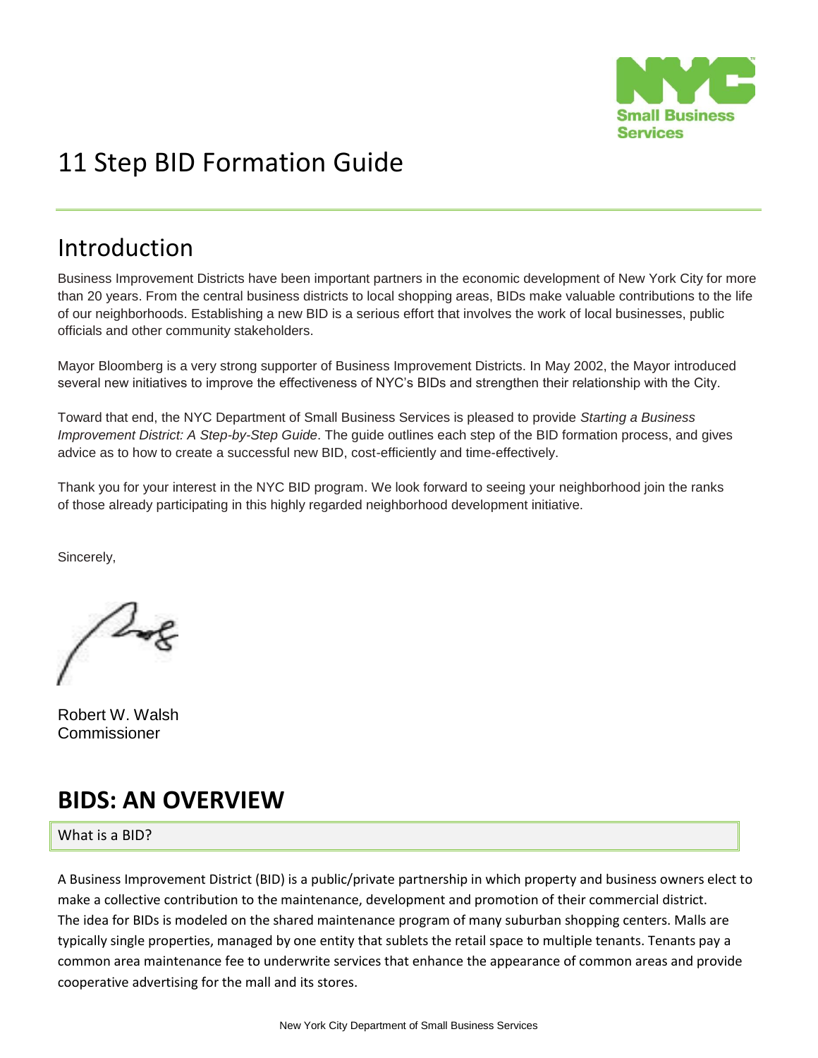# 11 Step BID Formation Guide

## Introduction

Business Improvement Districts have been important partners in the economic development of New York City for more than 20 years. From the central business districts to local shopping areas, BIDs make valuable contributions to the life of our neighborhoods. Establishing a new BID is a serious effort that involves the work of local businesses, public officials and other community stakeholders.

Mayor Bloomberg is a very strong supporter of Business Improvement Districts. In May 2002, the Mayor introduced several new initiatives to improve the effectiveness of NYC's BIDs and strengthen their relationship with the City.

Toward that end, the NYC Department of Small Business Services is pleased to provide *Starting a Business Improvement District: A Step-by-Step Guide*. The guide outlines each step of the BID formation process, and gives advice as to how to create a successful new BID, cost-efficiently and time-effectively.

Thank you for your interest in the NYC BID program. We look forward to seeing your neighborhood join the ranks of those already participating in this highly regarded neighborhood development initiative.

Sincerely,

Robert W. Walsh
Commissioner

## BIDS: AN OVERVIEW

### What is a BID?

A Business Improvement District (BID) is a public/private partnership in which property and business owners elect to make a collective contribution to the maintenance, development and promotion of their commercial district. The idea for BIDs is modeled on the shared maintenance program of many suburban shopping centers. Malls are typically single properties, managed by one entity that sublets the retail space to multiple tenants. Tenants pay a common area maintenance fee to underwrite services that enhance the appearance of common areas and provide cooperative advertising for the mall and its stores.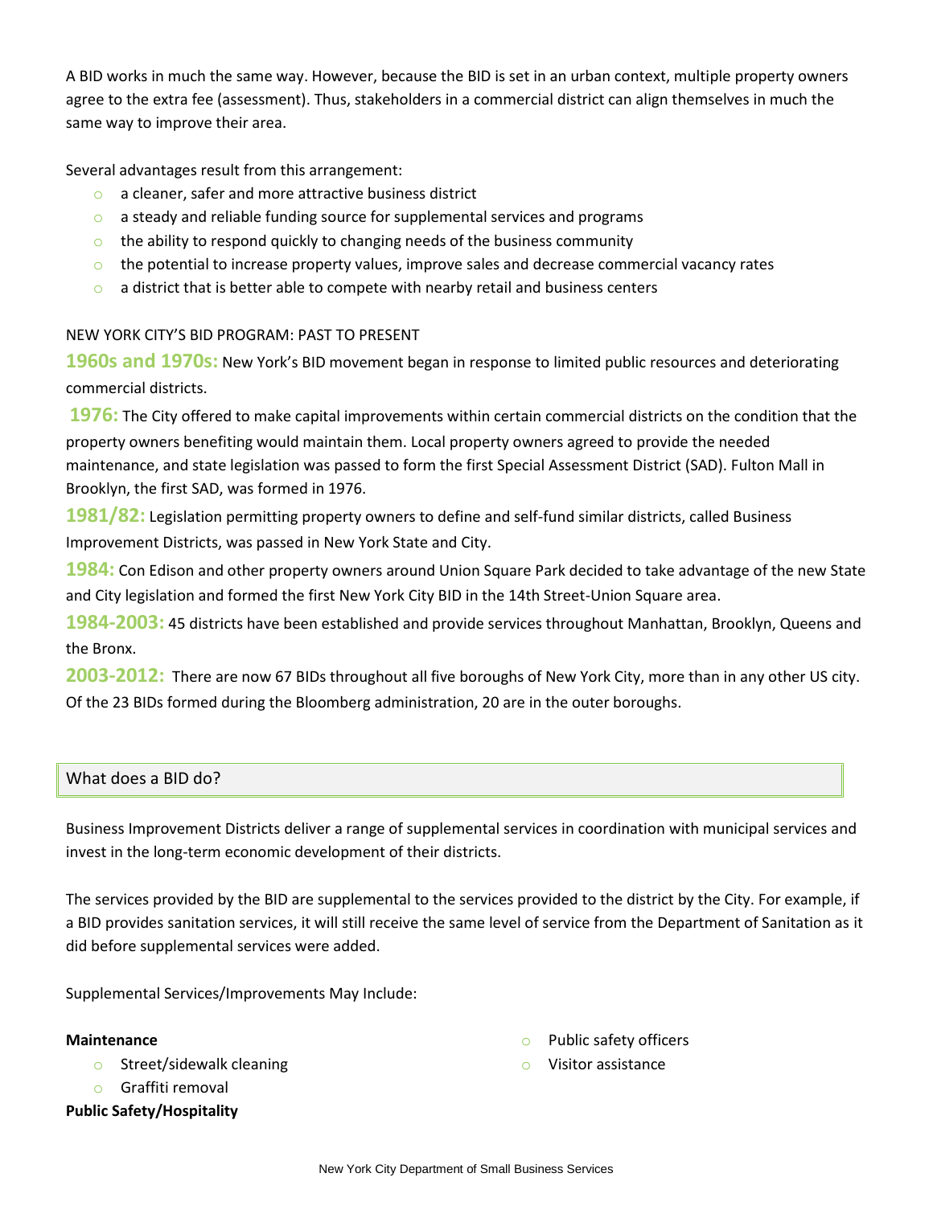A BID works in much the same way. However, because the BID is set in an urban context, multiple property owners agree to the extra fee (assessment). Thus, stakeholders in a commercial district can align themselves in much the same way to improve their area.

Several advantages result from this arrangement:

- a cleaner, safer and more attractive business district
- a steady and reliable funding source for supplemental services and programs
- the ability to respond quickly to changing needs of the business community
- the potential to increase property values, improve sales and decrease commercial vacancy rates
- a district that is better able to compete with nearby retail and business centers

NEW YORK CITY'S BID PROGRAM: PAST TO PRESENT

**1960s and 1970s:** New York's BID movement began in response to limited public resources and deteriorating commercial districts.

**1976:** The City offered to make capital improvements within certain commercial districts on the condition that the property owners benefiting would maintain them. Local property owners agreed to provide the needed maintenance, and state legislation was passed to form the first Special Assessment District (SAD). Fulton Mall in Brooklyn, the first SAD, was formed in 1976.

**1981/82:** Legislation permitting property owners to define and self-fund similar districts, called Business Improvement Districts, was passed in New York State and City.

**1984:** Con Edison and other property owners around Union Square Park decided to take advantage of the new State and City legislation and formed the first New York City BID in the 14th Street-Union Square area.

**1984-2003:** 45 districts have been established and provide services throughout Manhattan, Brooklyn, Queens and the Bronx.

**2003-2012:** There are now 67 BIDs throughout all five boroughs of New York City, more than in any other US city. Of the 23 BIDs formed during the Bloomberg administration, 20 are in the outer boroughs.

## What does a BID do?

Business Improvement Districts deliver a range of supplemental services in coordination with municipal services and invest in the long-term economic development of their districts.

The services provided by the BID are supplemental to the services provided to the district by the City. For example, if a BID provides sanitation services, it will still receive the same level of service from the Department of Sanitation as it did before supplemental services were added.

Supplemental Services/Improvements May Include:

**Maintenance**

- Street/sidewalk cleaning
- Graffiti removal

**Public Safety/Hospitality**

- Public safety officers
- Visitor assistance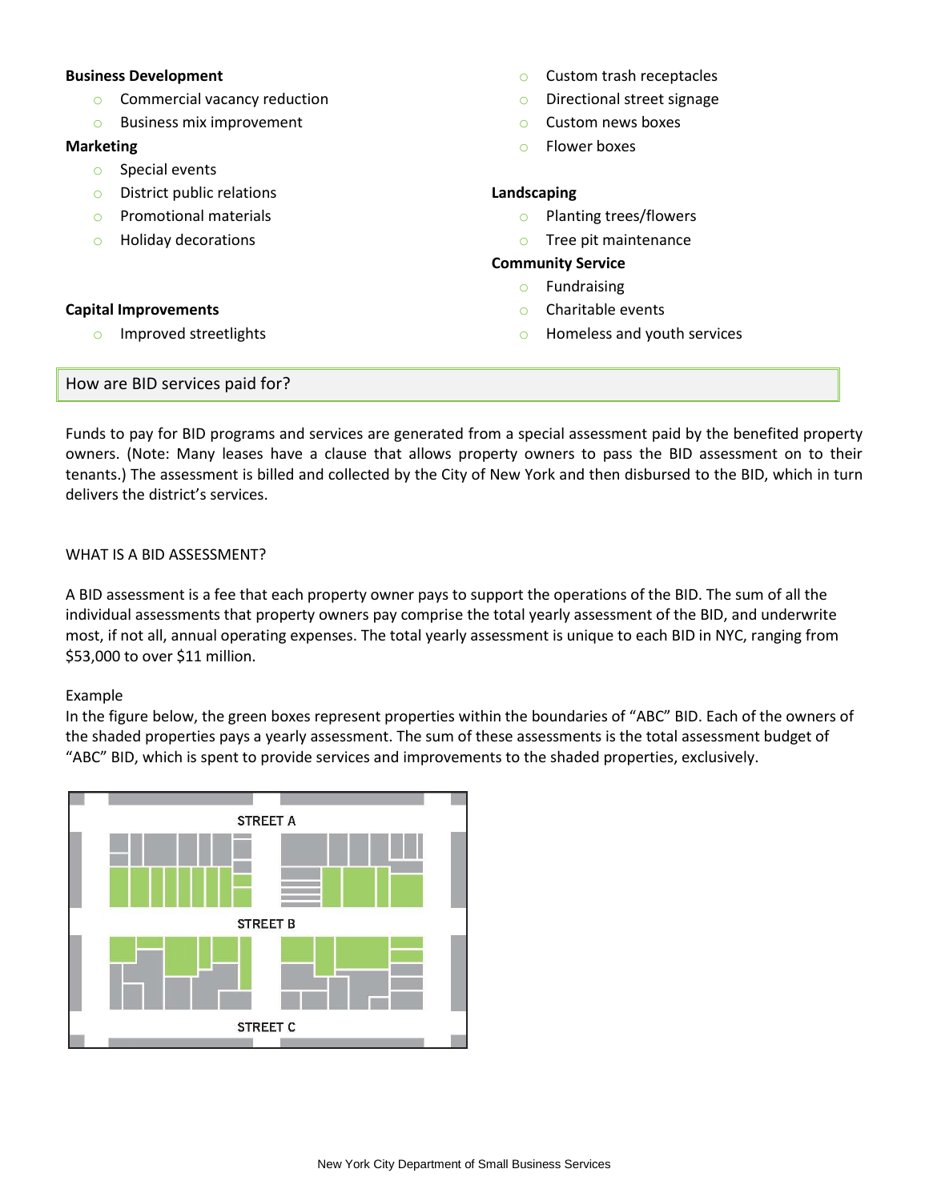**Business Development**

- Commercial vacancy reduction
- Business mix improvement

**Marketing**

- Special events
- District public relations
- Promotional materials
- Holiday decorations

**Capital Improvements**

- Improved streetlights
- Custom trash receptacles
- Directional street signage
- Custom news boxes
- Flower boxes

**Landscaping**

- Planting trees/flowers
- Tree pit maintenance

**Community Service**

- Fundraising
- Charitable events
- Homeless and youth services

## How are BID services paid for?

Funds to pay for BID programs and services are generated from a special assessment paid by the benefited property owners. (Note: Many leases have a clause that allows property owners to pass the BID assessment on to their tenants.) The assessment is billed and collected by the City of New York and then disbursed to the BID, which in turn delivers the district's services.

### WHAT IS A BID ASSESSMENT?

A BID assessment is a fee that each property owner pays to support the operations of the BID. The sum of all the individual assessments that property owners pay comprise the total yearly assessment of the BID, and underwrite most, if not all, annual operating expenses. The total yearly assessment is unique to each BID in NYC, ranging from $53,000 to over $11 million.

Example

In the figure below, the green boxes represent properties within the boundaries of "ABC" BID. Each of the owners of the shaded properties pays a yearly assessment. The sum of these assessments is the total assessment budget of "ABC" BID, which is spent to provide services and improvements to the shaded properties, exclusively.

STREET A

STREET B

STREET C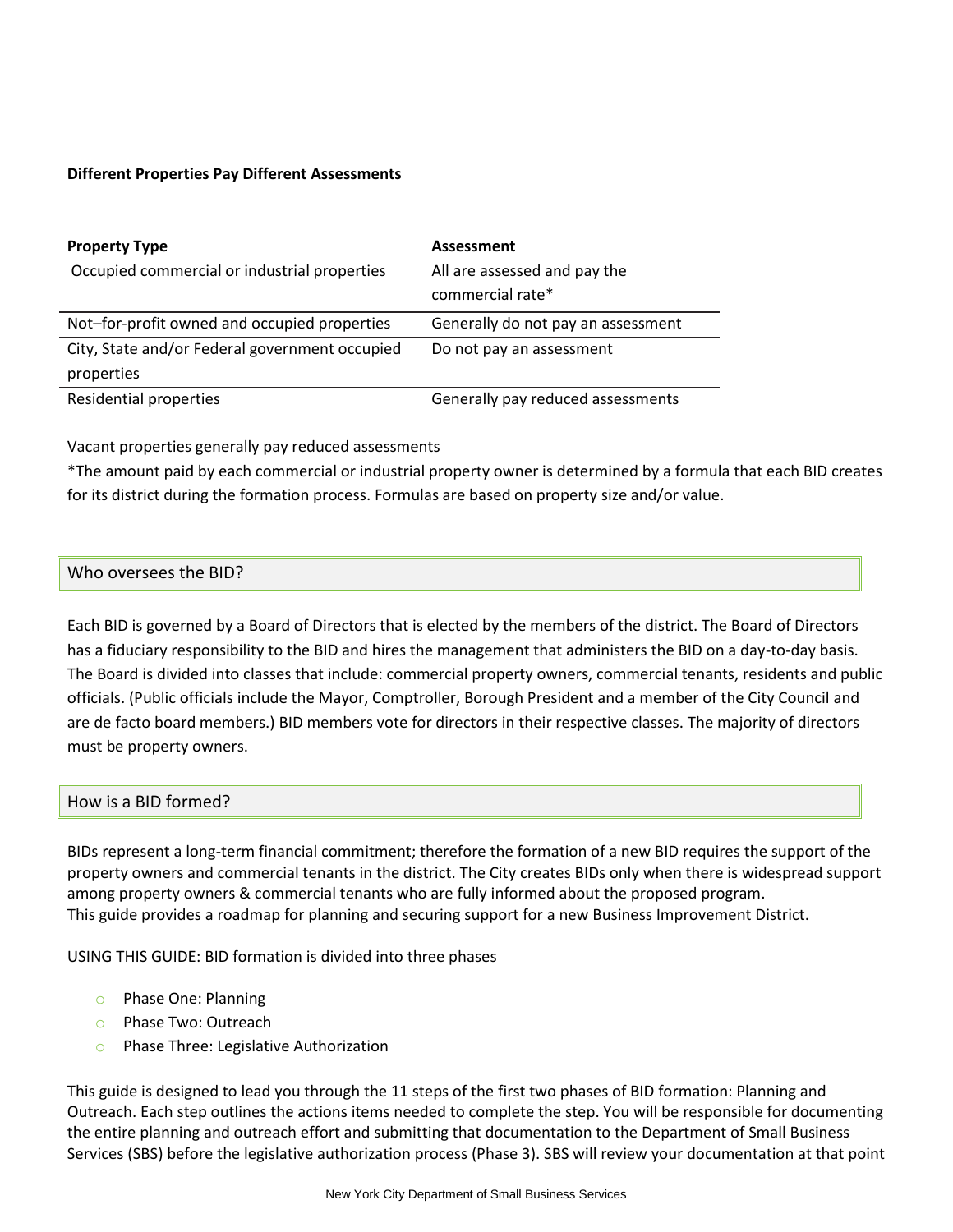**Different Properties Pay Different Assessments**

| Property Type | Assessment |
|---|---|
| Occupied commercial or industrial properties | All are assessed and pay the commercial rate* |
| Not–for-profit owned and occupied properties | Generally do not pay an assessment |
| City, State and/or Federal government occupied properties | Do not pay an assessment |
| Residential properties | Generally pay reduced assessments |

Vacant properties generally pay reduced assessments

*The amount paid by each commercial or industrial property owner is determined by a formula that each BID creates for its district during the formation process. Formulas are based on property size and/or value.

## Who oversees the BID?

Each BID is governed by a Board of Directors that is elected by the members of the district. The Board of Directors has a fiduciary responsibility to the BID and hires the management that administers the BID on a day-to-day basis. The Board is divided into classes that include: commercial property owners, commercial tenants, residents and public officials. (Public officials include the Mayor, Comptroller, Borough President and a member of the City Council and are de facto board members.) BID members vote for directors in their respective classes. The majority of directors must be property owners.

## How is a BID formed?

BIDs represent a long-term financial commitment; therefore the formation of a new BID requires the support of the property owners and commercial tenants in the district. The City creates BIDs only when there is widespread support among property owners & commercial tenants who are fully informed about the proposed program.
This guide provides a roadmap for planning and securing support for a new Business Improvement District.

USING THIS GUIDE: BID formation is divided into three phases

- Phase One: Planning
- Phase Two: Outreach
- Phase Three: Legislative Authorization

This guide is designed to lead you through the 11 steps of the first two phases of BID formation: Planning and Outreach. Each step outlines the actions items needed to complete the step. You will be responsible for documenting the entire planning and outreach effort and submitting that documentation to the Department of Small Business Services (SBS) before the legislative authorization process (Phase 3). SBS will review your documentation at that point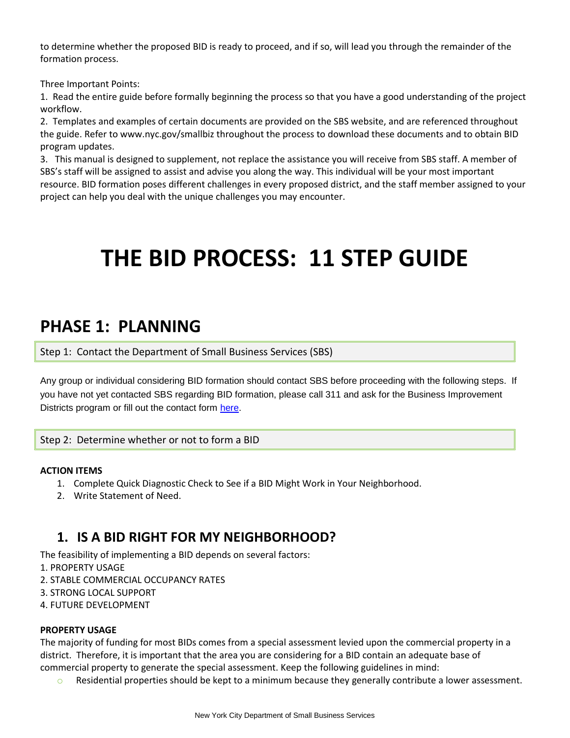to determine whether the proposed BID is ready to proceed, and if so, will lead you through the remainder of the formation process.

Three Important Points:

1. Read the entire guide before formally beginning the process so that you have a good understanding of the project workflow.
2. Templates and examples of certain documents are provided on the SBS website, and are referenced throughout the guide. Refer to www.nyc.gov/smallbiz throughout the process to download these documents and to obtain BID program updates.
3. This manual is designed to supplement, not replace the assistance you will receive from SBS staff. A member of SBS's staff will be assigned to assist and advise you along the way. This individual will be your most important resource. BID formation poses different challenges in every proposed district, and the staff member assigned to your project can help you deal with the unique challenges you may encounter.

# THE BID PROCESS: 11 STEP GUIDE

## PHASE 1: PLANNING

Step 1: Contact the Department of Small Business Services (SBS)

Any group or individual considering BID formation should contact SBS before proceeding with the following steps. If you have not yet contacted SBS regarding BID formation, please call 311 and ask for the Business Improvement Districts program or fill out the contact form here.

Step 2: Determine whether or not to form a BID

**ACTION ITEMS**

1. Complete Quick Diagnostic Check to See if a BID Might Work in Your Neighborhood.
2. Write Statement of Need.

### 1. IS A BID RIGHT FOR MY NEIGHBORHOOD?

The feasibility of implementing a BID depends on several factors:

1. PROPERTY USAGE
2. STABLE COMMERCIAL OCCUPANCY RATES
3. STRONG LOCAL SUPPORT
4. FUTURE DEVELOPMENT

**PROPERTY USAGE**

The majority of funding for most BIDs comes from a special assessment levied upon the commercial property in a district. Therefore, it is important that the area you are considering for a BID contain an adequate base of commercial property to generate the special assessment. Keep the following guidelines in mind:

- Residential properties should be kept to a minimum because they generally contribute a lower assessment.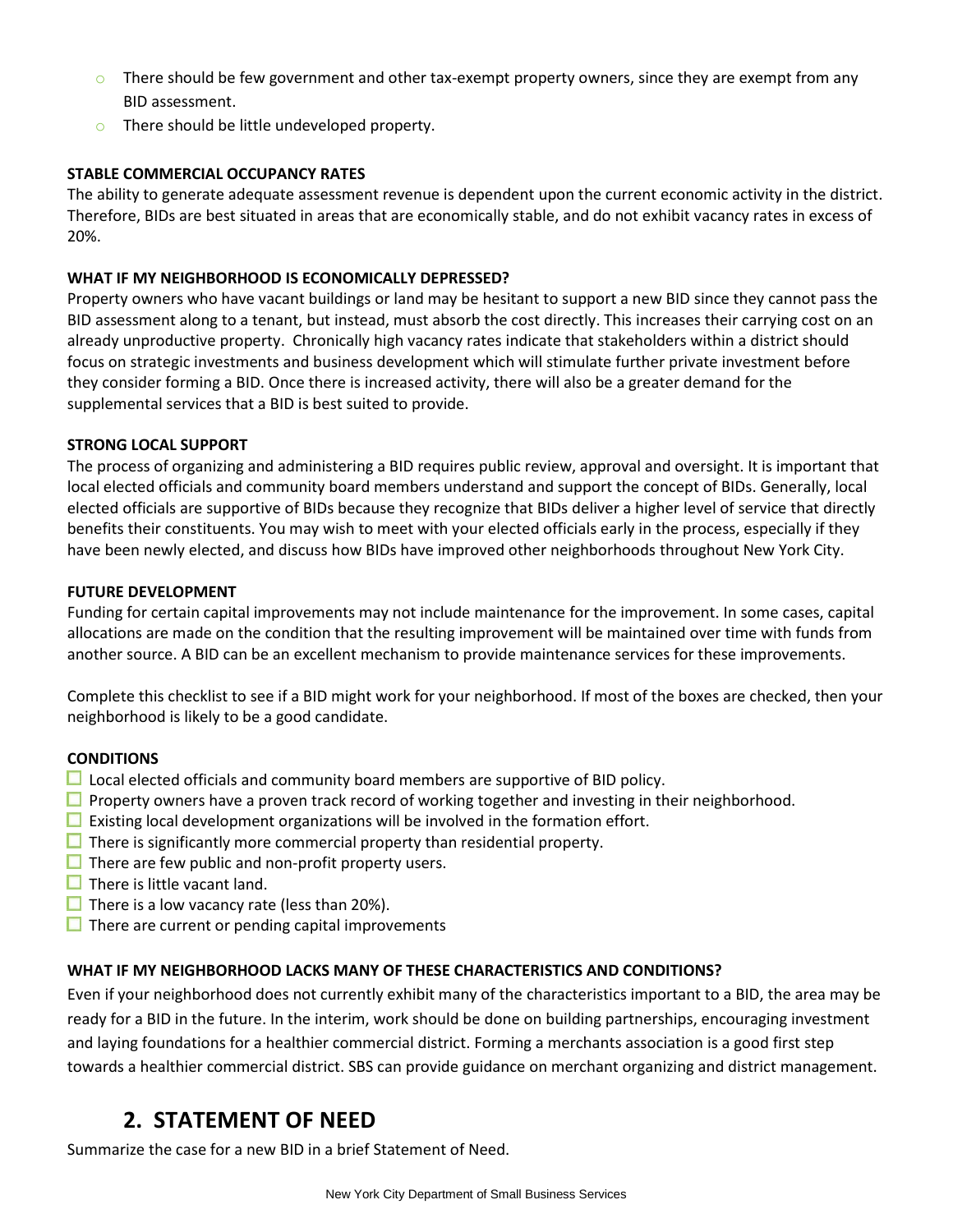- There should be few government and other tax-exempt property owners, since they are exempt from any BID assessment.
- There should be little undeveloped property.

**STABLE COMMERCIAL OCCUPANCY RATES**

The ability to generate adequate assessment revenue is dependent upon the current economic activity in the district. Therefore, BIDs are best situated in areas that are economically stable, and do not exhibit vacancy rates in excess of 20%.

**WHAT IF MY NEIGHBORHOOD IS ECONOMICALLY DEPRESSED?**

Property owners who have vacant buildings or land may be hesitant to support a new BID since they cannot pass the BID assessment along to a tenant, but instead, must absorb the cost directly. This increases their carrying cost on an already unproductive property. Chronically high vacancy rates indicate that stakeholders within a district should focus on strategic investments and business development which will stimulate further private investment before they consider forming a BID. Once there is increased activity, there will also be a greater demand for the supplemental services that a BID is best suited to provide.

**STRONG LOCAL SUPPORT**

The process of organizing and administering a BID requires public review, approval and oversight. It is important that local elected officials and community board members understand and support the concept of BIDs. Generally, local elected officials are supportive of BIDs because they recognize that BIDs deliver a higher level of service that directly benefits their constituents. You may wish to meet with your elected officials early in the process, especially if they have been newly elected, and discuss how BIDs have improved other neighborhoods throughout New York City.

**FUTURE DEVELOPMENT**

Funding for certain capital improvements may not include maintenance for the improvement. In some cases, capital allocations are made on the condition that the resulting improvement will be maintained over time with funds from another source. A BID can be an excellent mechanism to provide maintenance services for these improvements.

Complete this checklist to see if a BID might work for your neighborhood. If most of the boxes are checked, then your neighborhood is likely to be a good candidate.

**CONDITIONS**

- [ ] Local elected officials and community board members are supportive of BID policy.
- [ ] Property owners have a proven track record of working together and investing in their neighborhood.
- [ ] Existing local development organizations will be involved in the formation effort.
- [ ] There is significantly more commercial property than residential property.
- [ ] There are few public and non-profit property users.
- [ ] There is little vacant land.
- [ ] There is a low vacancy rate (less than 20%).
- [ ] There are current or pending capital improvements

**WHAT IF MY NEIGHBORHOOD LACKS MANY OF THESE CHARACTERISTICS AND CONDITIONS?**

Even if your neighborhood does not currently exhibit many of the characteristics important to a BID, the area may be ready for a BID in the future. In the interim, work should be done on building partnerships, encouraging investment and laying foundations for a healthier commercial district. Forming a merchants association is a good first step towards a healthier commercial district. SBS can provide guidance on merchant organizing and district management.

## 2. STATEMENT OF NEED

Summarize the case for a new BID in a brief Statement of Need.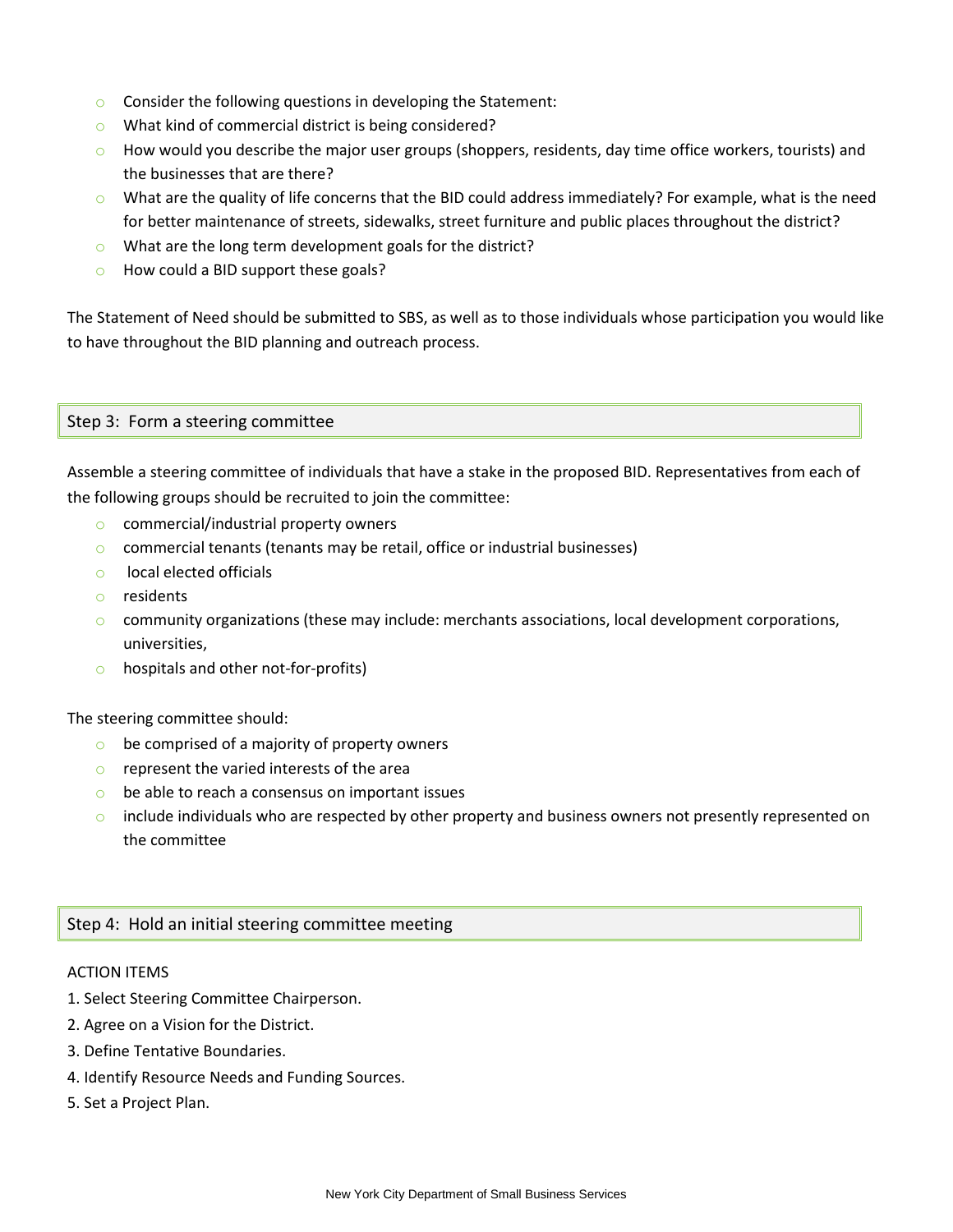- Consider the following questions in developing the Statement:
- What kind of commercial district is being considered?
- How would you describe the major user groups (shoppers, residents, day time office workers, tourists) and the businesses that are there?
- What are the quality of life concerns that the BID could address immediately? For example, what is the need for better maintenance of streets, sidewalks, street furniture and public places throughout the district?
- What are the long term development goals for the district?
- How could a BID support these goals?

The Statement of Need should be submitted to SBS, as well as to those individuals whose participation you would like to have throughout the BID planning and outreach process.

## Step 3: Form a steering committee

Assemble a steering committee of individuals that have a stake in the proposed BID. Representatives from each of the following groups should be recruited to join the committee:

- commercial/industrial property owners
- commercial tenants (tenants may be retail, office or industrial businesses)
- local elected officials
- residents
- community organizations (these may include: merchants associations, local development corporations, universities,
- hospitals and other not-for-profits)

The steering committee should:

- be comprised of a majority of property owners
- represent the varied interests of the area
- be able to reach a consensus on important issues
- include individuals who are respected by other property and business owners not presently represented on the committee

## Step 4: Hold an initial steering committee meeting

ACTION ITEMS

1. Select Steering Committee Chairperson.
2. Agree on a Vision for the District.
3. Define Tentative Boundaries.
4. Identify Resource Needs and Funding Sources.
5. Set a Project Plan.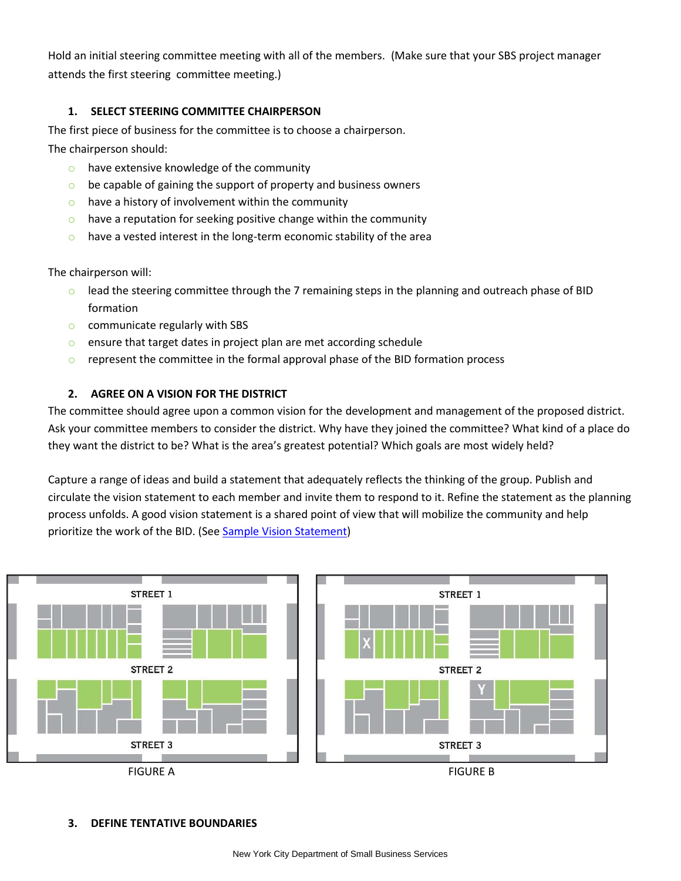Hold an initial steering committee meeting with all of the members. (Make sure that your SBS project manager attends the first steering committee meeting.)

### 1. SELECT STEERING COMMITTEE CHAIRPERSON

The first piece of business for the committee is to choose a chairperson.

The chairperson should:

- have extensive knowledge of the community
- be capable of gaining the support of property and business owners
- have a history of involvement within the community
- have a reputation for seeking positive change within the community
- have a vested interest in the long-term economic stability of the area

The chairperson will:

- lead the steering committee through the 7 remaining steps in the planning and outreach phase of BID formation
- communicate regularly with SBS
- ensure that target dates in project plan are met according schedule
- represent the committee in the formal approval phase of the BID formation process

### 2. AGREE ON A VISION FOR THE DISTRICT

The committee should agree upon a common vision for the development and management of the proposed district. Ask your committee members to consider the district. Why have they joined the committee? What kind of a place do they want the district to be? What is the area's greatest potential? Which goals are most widely held?

Capture a range of ideas and build a statement that adequately reflects the thinking of the group. Publish and circulate the vision statement to each member and invite them to respond to it. Refine the statement as the planning process unfolds. A good vision statement is a shared point of view that will mobilize the community and help prioritize the work of the BID. (See Sample Vision Statement)

FIGURE A

FIGURE B

### 3. DEFINE TENTATIVE BOUNDARIES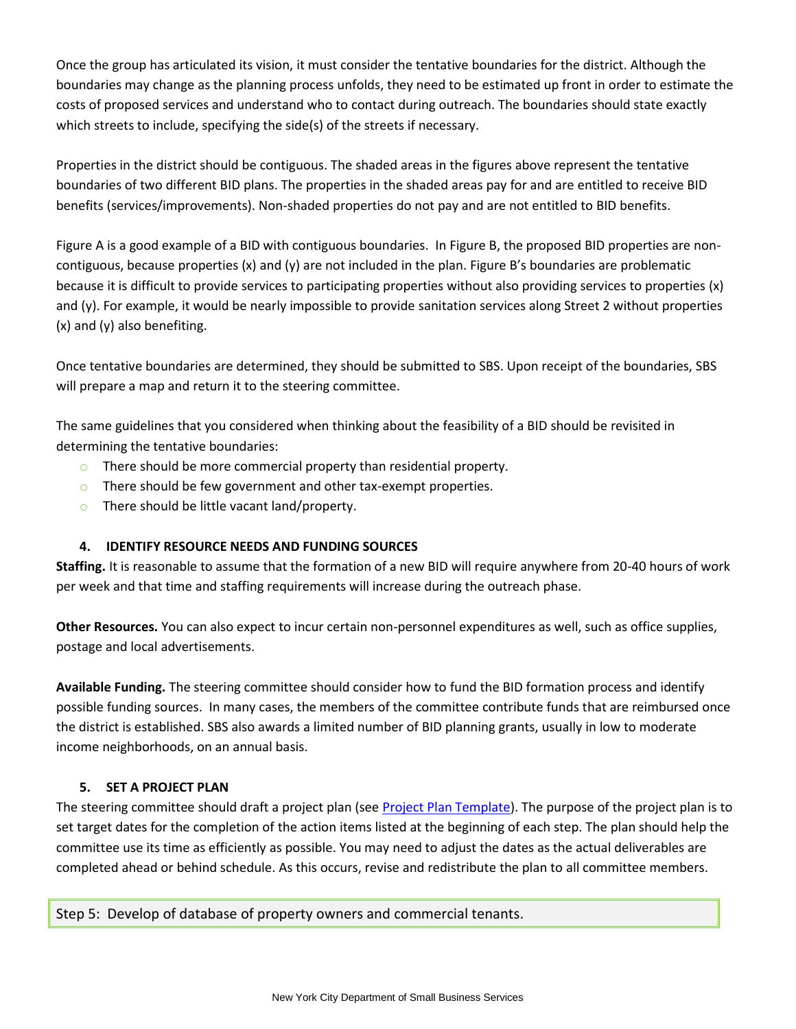Once the group has articulated its vision, it must consider the tentative boundaries for the district. Although the boundaries may change as the planning process unfolds, they need to be estimated up front in order to estimate the costs of proposed services and understand who to contact during outreach. The boundaries should state exactly which streets to include, specifying the side(s) of the streets if necessary.

Properties in the district should be contiguous. The shaded areas in the figures above represent the tentative boundaries of two different BID plans. The properties in the shaded areas pay for and are entitled to receive BID benefits (services/improvements). Non-shaded properties do not pay and are not entitled to BID benefits.

Figure A is a good example of a BID with contiguous boundaries. In Figure B, the proposed BID properties are non-contiguous, because properties (x) and (y) are not included in the plan. Figure B's boundaries are problematic because it is difficult to provide services to participating properties without also providing services to properties (x) and (y). For example, it would be nearly impossible to provide sanitation services along Street 2 without properties (x) and (y) also benefiting.

Once tentative boundaries are determined, they should be submitted to SBS. Upon receipt of the boundaries, SBS will prepare a map and return it to the steering committee.

The same guidelines that you considered when thinking about the feasibility of a BID should be revisited in determining the tentative boundaries:

- There should be more commercial property than residential property.
- There should be few government and other tax-exempt properties.
- There should be little vacant land/property.

### 4. IDENTIFY RESOURCE NEEDS AND FUNDING SOURCES

**Staffing.** It is reasonable to assume that the formation of a new BID will require anywhere from 20-40 hours of work per week and that time and staffing requirements will increase during the outreach phase.

**Other Resources.** You can also expect to incur certain non-personnel expenditures as well, such as office supplies, postage and local advertisements.

**Available Funding.** The steering committee should consider how to fund the BID formation process and identify possible funding sources. In many cases, the members of the committee contribute funds that are reimbursed once the district is established. SBS also awards a limited number of BID planning grants, usually in low to moderate income neighborhoods, on an annual basis.

### 5. SET A PROJECT PLAN

The steering committee should draft a project plan (see [Project Plan Template]). The purpose of the project plan is to set target dates for the completion of the action items listed at the beginning of each step. The plan should help the committee use its time as efficiently as possible. You may need to adjust the dates as the actual deliverables are completed ahead or behind schedule. As this occurs, revise and redistribute the plan to all committee members.

## Step 5: Develop of database of property owners and commercial tenants.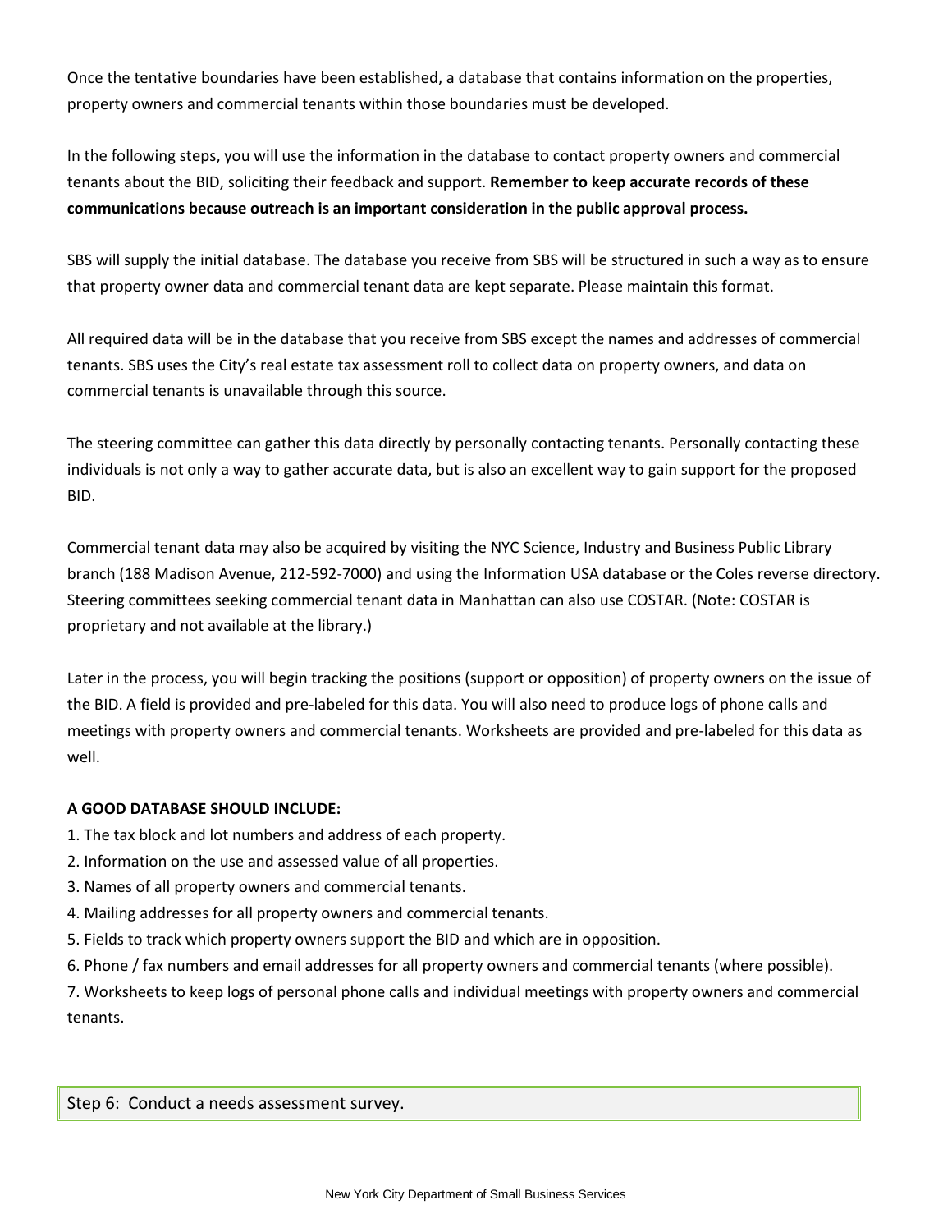Once the tentative boundaries have been established, a database that contains information on the properties, property owners and commercial tenants within those boundaries must be developed.

In the following steps, you will use the information in the database to contact property owners and commercial tenants about the BID, soliciting their feedback and support. **Remember to keep accurate records of these communications because outreach is an important consideration in the public approval process.**

SBS will supply the initial database. The database you receive from SBS will be structured in such a way as to ensure that property owner data and commercial tenant data are kept separate. Please maintain this format.

All required data will be in the database that you receive from SBS except the names and addresses of commercial tenants. SBS uses the City's real estate tax assessment roll to collect data on property owners, and data on commercial tenants is unavailable through this source.

The steering committee can gather this data directly by personally contacting tenants. Personally contacting these individuals is not only a way to gather accurate data, but is also an excellent way to gain support for the proposed BID.

Commercial tenant data may also be acquired by visiting the NYC Science, Industry and Business Public Library branch (188 Madison Avenue, 212-592-7000) and using the Information USA database or the Coles reverse directory. Steering committees seeking commercial tenant data in Manhattan can also use COSTAR. (Note: COSTAR is proprietary and not available at the library.)

Later in the process, you will begin tracking the positions (support or opposition) of property owners on the issue of the BID. A field is provided and pre-labeled for this data. You will also need to produce logs of phone calls and meetings with property owners and commercial tenants. Worksheets are provided and pre-labeled for this data as well.

**A GOOD DATABASE SHOULD INCLUDE:**

1. The tax block and lot numbers and address of each property.
2. Information on the use and assessed value of all properties.
3. Names of all property owners and commercial tenants.
4. Mailing addresses for all property owners and commercial tenants.
5. Fields to track which property owners support the BID and which are in opposition.
6. Phone / fax numbers and email addresses for all property owners and commercial tenants (where possible).
7. Worksheets to keep logs of personal phone calls and individual meetings with property owners and commercial tenants.

## Step 6: Conduct a needs assessment survey.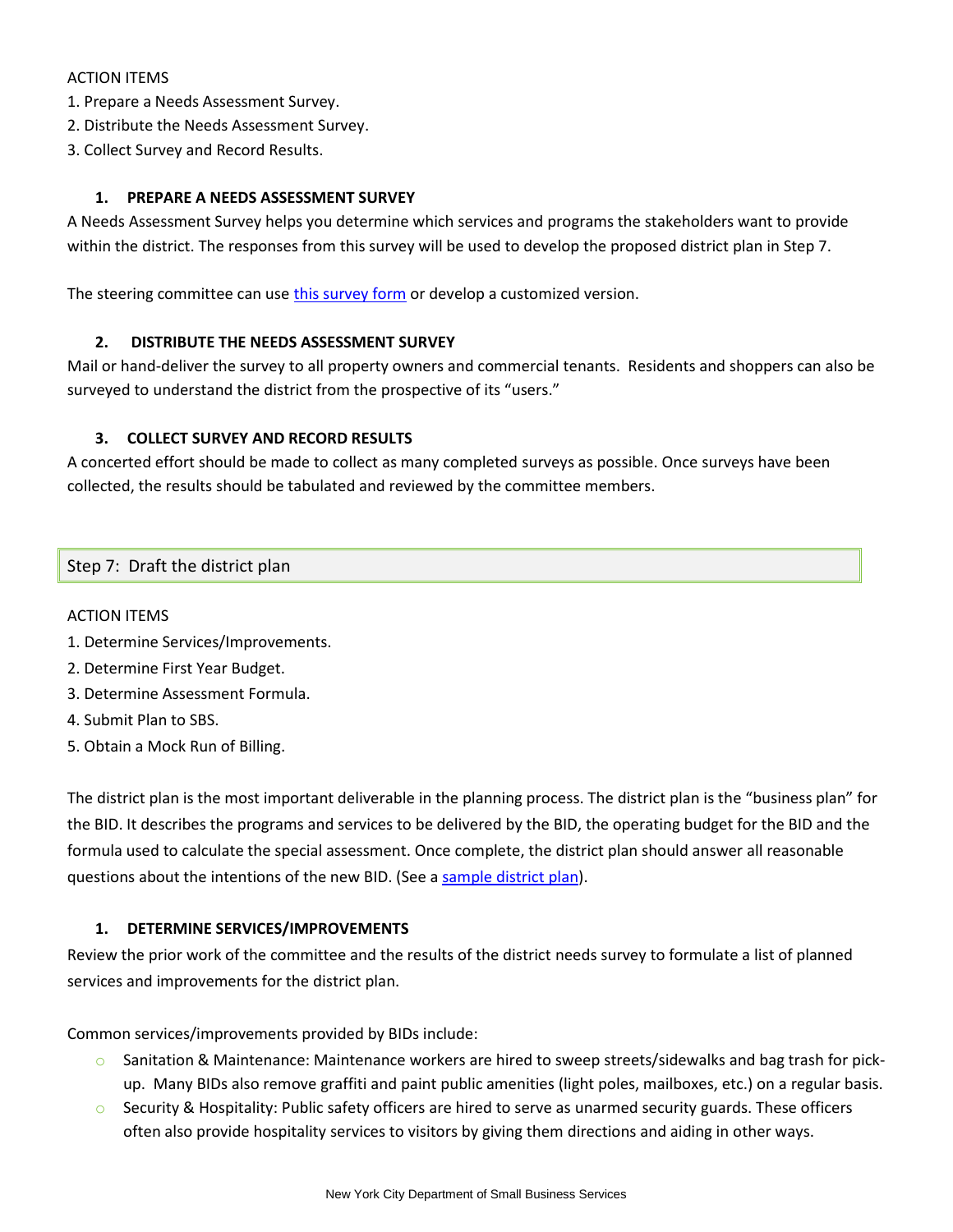ACTION ITEMS

1. Prepare a Needs Assessment Survey.
2. Distribute the Needs Assessment Survey.
3. Collect Survey and Record Results.

#### 1. PREPARE A NEEDS ASSESSMENT SURVEY

A Needs Assessment Survey helps you determine which services and programs the stakeholders want to provide within the district. The responses from this survey will be used to develop the proposed district plan in Step 7.

The steering committee can use this survey form or develop a customized version.

#### 2. DISTRIBUTE THE NEEDS ASSESSMENT SURVEY

Mail or hand-deliver the survey to all property owners and commercial tenants. Residents and shoppers can also be surveyed to understand the district from the prospective of its "users."

#### 3. COLLECT SURVEY AND RECORD RESULTS

A concerted effort should be made to collect as many completed surveys as possible. Once surveys have been collected, the results should be tabulated and reviewed by the committee members.

## Step 7: Draft the district plan

ACTION ITEMS

1. Determine Services/Improvements.
2. Determine First Year Budget.
3. Determine Assessment Formula.
4. Submit Plan to SBS.
5. Obtain a Mock Run of Billing.

The district plan is the most important deliverable in the planning process. The district plan is the "business plan" for the BID. It describes the programs and services to be delivered by the BID, the operating budget for the BID and the formula used to calculate the special assessment. Once complete, the district plan should answer all reasonable questions about the intentions of the new BID. (See a sample district plan).

#### 1. DETERMINE SERVICES/IMPROVEMENTS

Review the prior work of the committee and the results of the district needs survey to formulate a list of planned services and improvements for the district plan.

Common services/improvements provided by BIDs include:

- Sanitation & Maintenance: Maintenance workers are hired to sweep streets/sidewalks and bag trash for pick-up. Many BIDs also remove graffiti and paint public amenities (light poles, mailboxes, etc.) on a regular basis.
- Security & Hospitality: Public safety officers are hired to serve as unarmed security guards. These officers often also provide hospitality services to visitors by giving them directions and aiding in other ways.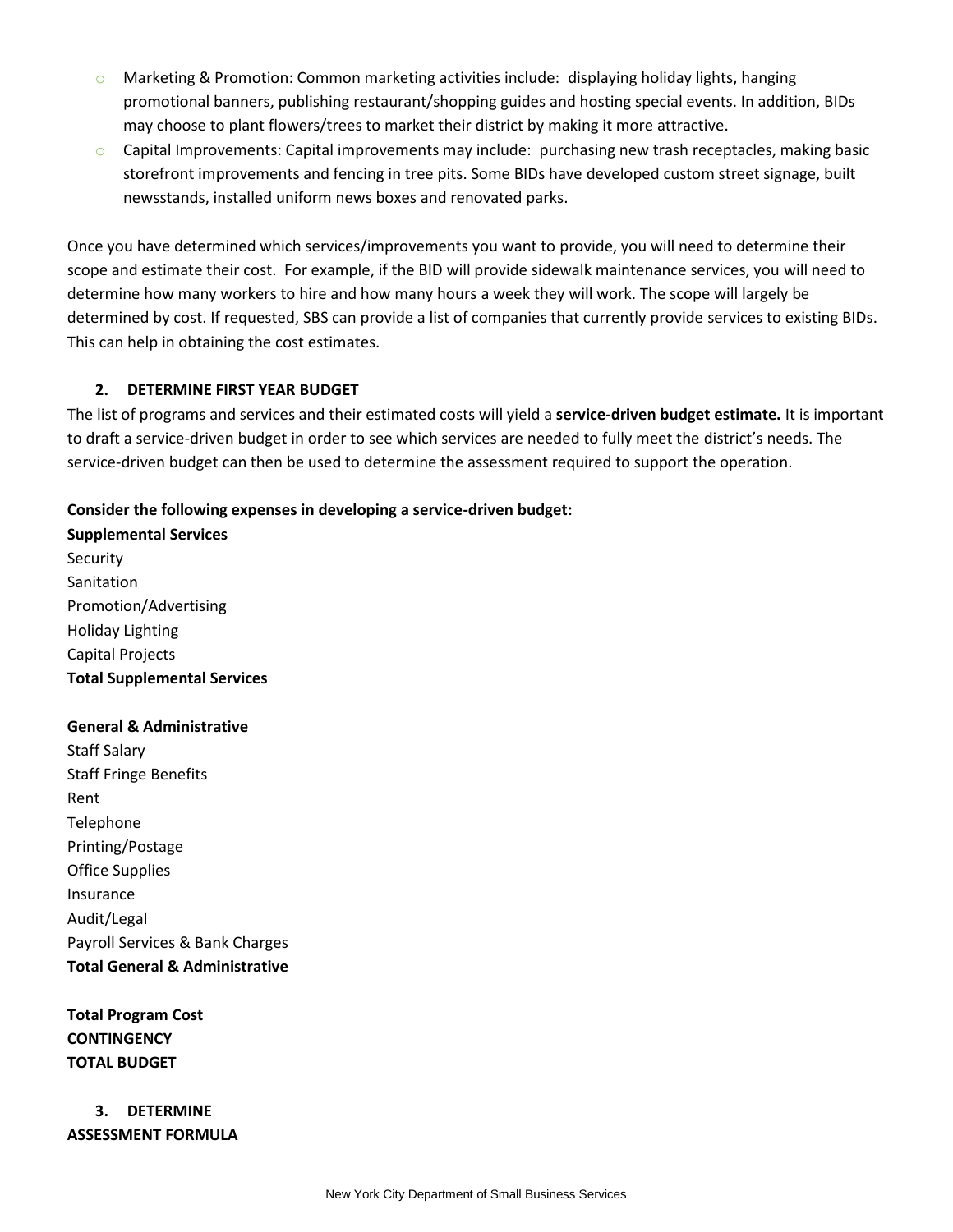- Marketing & Promotion: Common marketing activities include: displaying holiday lights, hanging promotional banners, publishing restaurant/shopping guides and hosting special events. In addition, BIDs may choose to plant flowers/trees to market their district by making it more attractive.
- Capital Improvements: Capital improvements may include: purchasing new trash receptacles, making basic storefront improvements and fencing in tree pits. Some BIDs have developed custom street signage, built newsstands, installed uniform news boxes and renovated parks.

Once you have determined which services/improvements you want to provide, you will need to determine their scope and estimate their cost. For example, if the BID will provide sidewalk maintenance services, you will need to determine how many workers to hire and how many hours a week they will work. The scope will largely be determined by cost. If requested, SBS can provide a list of companies that currently provide services to existing BIDs. This can help in obtaining the cost estimates.

### 2. DETERMINE FIRST YEAR BUDGET

The list of programs and services and their estimated costs will yield a **service-driven budget estimate.** It is important to draft a service-driven budget in order to see which services are needed to fully meet the district's needs. The service-driven budget can then be used to determine the assessment required to support the operation.

**Consider the following expenses in developing a service-driven budget:**

**Supplemental Services**
Security
Sanitation
Promotion/Advertising
Holiday Lighting
Capital Projects
**Total Supplemental Services**

**General & Administrative**
Staff Salary
Staff Fringe Benefits
Rent
Telephone
Printing/Postage
Office Supplies
Insurance
Audit/Legal
Payroll Services & Bank Charges
**Total General & Administrative**

**Total Program Cost**
**CONTINGENCY**
**TOTAL BUDGET**

### 3. DETERMINE ASSESSMENT FORMULA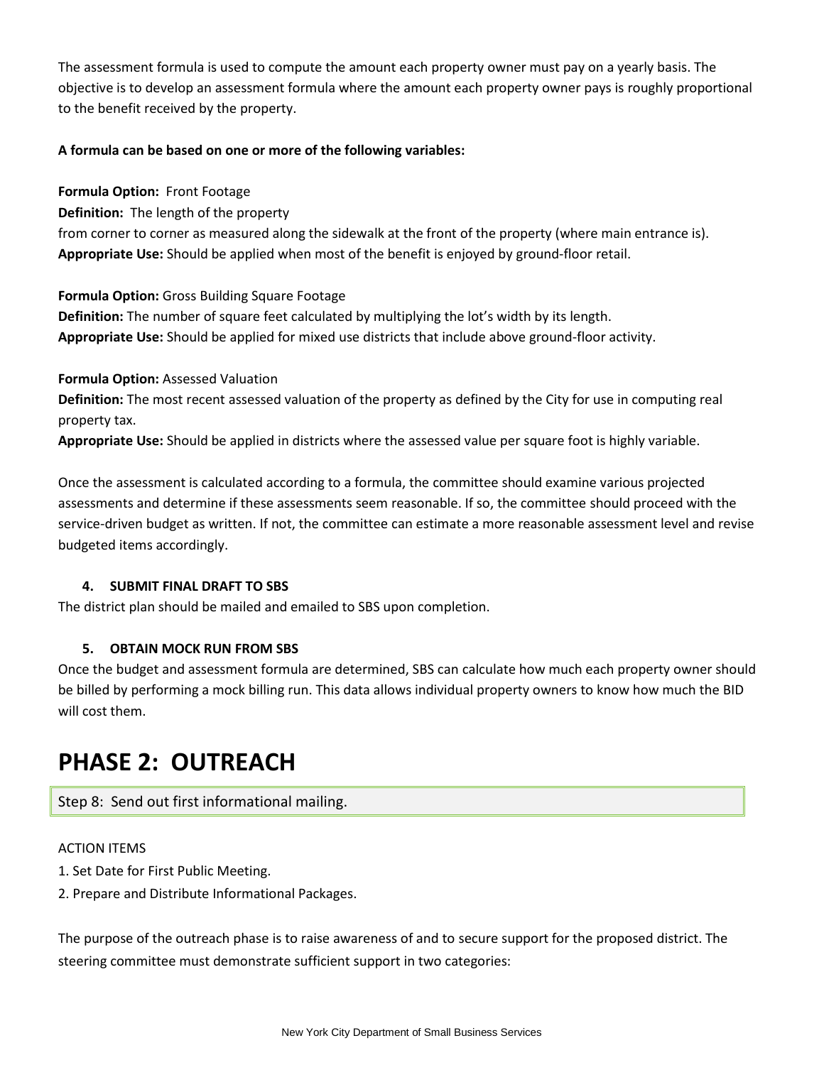The assessment formula is used to compute the amount each property owner must pay on a yearly basis. The objective is to develop an assessment formula where the amount each property owner pays is roughly proportional to the benefit received by the property.

**A formula can be based on one or more of the following variables:**

**Formula Option:** Front Footage
**Definition:** The length of the property from corner to corner as measured along the sidewalk at the front of the property (where main entrance is).
**Appropriate Use:** Should be applied when most of the benefit is enjoyed by ground-floor retail.

**Formula Option:** Gross Building Square Footage
**Definition:** The number of square feet calculated by multiplying the lot's width by its length.
**Appropriate Use:** Should be applied for mixed use districts that include above ground-floor activity.

**Formula Option:** Assessed Valuation
**Definition:** The most recent assessed valuation of the property as defined by the City for use in computing real property tax.
**Appropriate Use:** Should be applied in districts where the assessed value per square foot is highly variable.

Once the assessment is calculated according to a formula, the committee should examine various projected assessments and determine if these assessments seem reasonable. If so, the committee should proceed with the service-driven budget as written. If not, the committee can estimate a more reasonable assessment level and revise budgeted items accordingly.

**4. SUBMIT FINAL DRAFT TO SBS**

The district plan should be mailed and emailed to SBS upon completion.

**5. OBTAIN MOCK RUN FROM SBS**

Once the budget and assessment formula are determined, SBS can calculate how much each property owner should be billed by performing a mock billing run. This data allows individual property owners to know how much the BID will cost them.

# PHASE 2: OUTREACH

Step 8: Send out first informational mailing.

ACTION ITEMS

1. Set Date for First Public Meeting.
2. Prepare and Distribute Informational Packages.

The purpose of the outreach phase is to raise awareness of and to secure support for the proposed district. The steering committee must demonstrate sufficient support in two categories: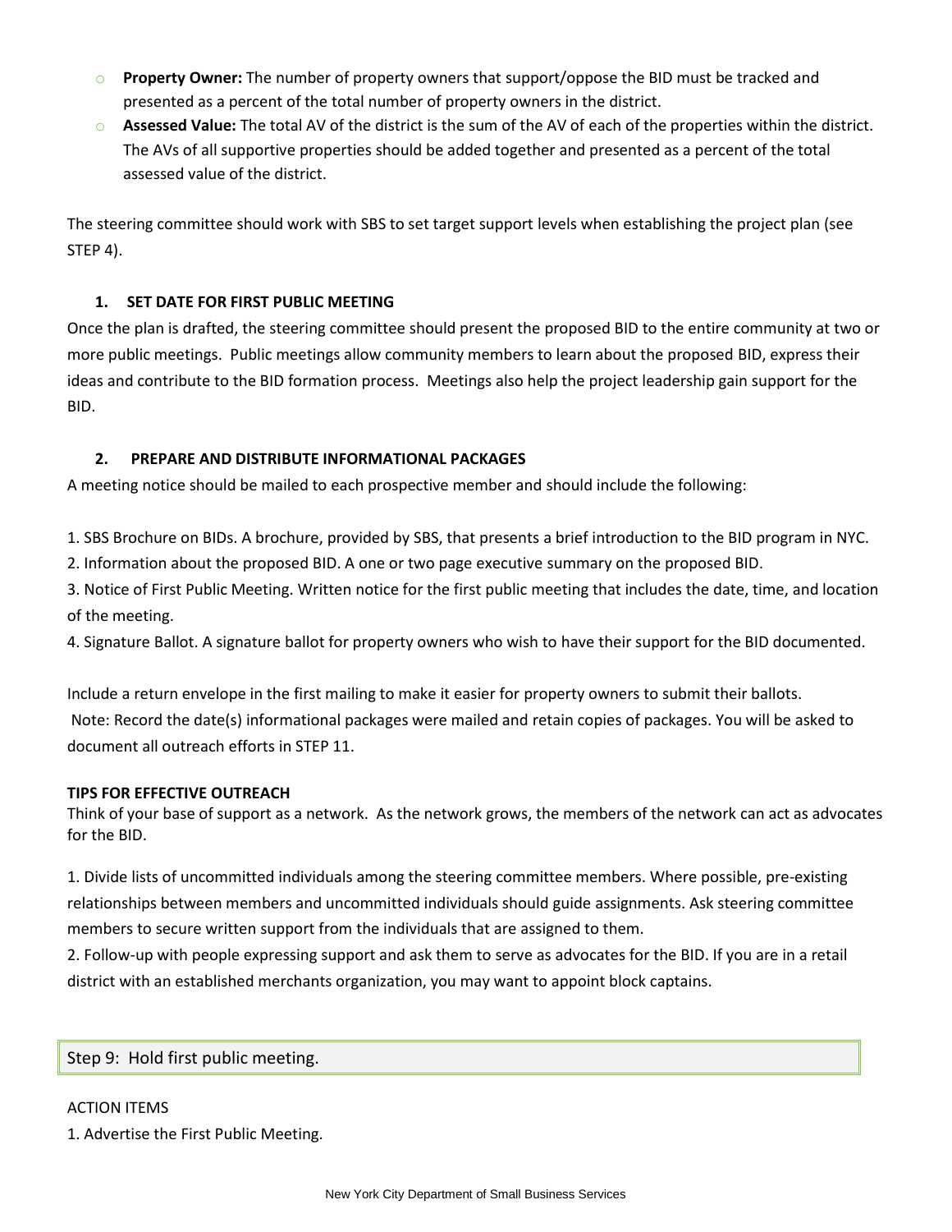- **Property Owner:** The number of property owners that support/oppose the BID must be tracked and presented as a percent of the total number of property owners in the district.
- **Assessed Value:** The total AV of the district is the sum of the AV of each of the properties within the district. The AVs of all supportive properties should be added together and presented as a percent of the total assessed value of the district.

The steering committee should work with SBS to set target support levels when establishing the project plan (see STEP 4).

### 1. SET DATE FOR FIRST PUBLIC MEETING

Once the plan is drafted, the steering committee should present the proposed BID to the entire community at two or more public meetings. Public meetings allow community members to learn about the proposed BID, express their ideas and contribute to the BID formation process. Meetings also help the project leadership gain support for the BID.

### 2. PREPARE AND DISTRIBUTE INFORMATIONAL PACKAGES

A meeting notice should be mailed to each prospective member and should include the following:

1. SBS Brochure on BIDs. A brochure, provided by SBS, that presents a brief introduction to the BID program in NYC.
2. Information about the proposed BID. A one or two page executive summary on the proposed BID.
3. Notice of First Public Meeting. Written notice for the first public meeting that includes the date, time, and location of the meeting.
4. Signature Ballot. A signature ballot for property owners who wish to have their support for the BID documented.

Include a return envelope in the first mailing to make it easier for property owners to submit their ballots.
Note: Record the date(s) informational packages were mailed and retain copies of packages. You will be asked to document all outreach efforts in STEP 11.

**TIPS FOR EFFECTIVE OUTREACH**
Think of your base of support as a network. As the network grows, the members of the network can act as advocates for the BID.

1. Divide lists of uncommitted individuals among the steering committee members. Where possible, pre-existing relationships between members and uncommitted individuals should guide assignments. Ask steering committee members to secure written support from the individuals that are assigned to them.
2. Follow-up with people expressing support and ask them to serve as advocates for the BID. If you are in a retail district with an established merchants organization, you may want to appoint block captains.

## Step 9: Hold first public meeting.

ACTION ITEMS

1. Advertise the First Public Meeting.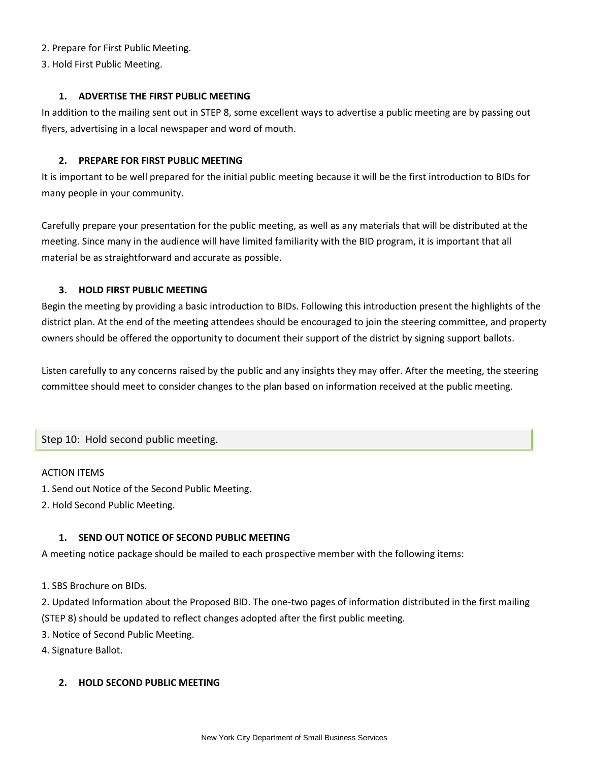2. Prepare for First Public Meeting.
3. Hold First Public Meeting.

### 1. ADVERTISE THE FIRST PUBLIC MEETING

In addition to the mailing sent out in STEP 8, some excellent ways to advertise a public meeting are by passing out flyers, advertising in a local newspaper and word of mouth.

### 2. PREPARE FOR FIRST PUBLIC MEETING

It is important to be well prepared for the initial public meeting because it will be the first introduction to BIDs for many people in your community.

Carefully prepare your presentation for the public meeting, as well as any materials that will be distributed at the meeting. Since many in the audience will have limited familiarity with the BID program, it is important that all material be as straightforward and accurate as possible.

### 3. HOLD FIRST PUBLIC MEETING

Begin the meeting by providing a basic introduction to BIDs. Following this introduction present the highlights of the district plan. At the end of the meeting attendees should be encouraged to join the steering committee, and property owners should be offered the opportunity to document their support of the district by signing support ballots.

Listen carefully to any concerns raised by the public and any insights they may offer. After the meeting, the steering committee should meet to consider changes to the plan based on information received at the public meeting.

## Step 10: Hold second public meeting.

ACTION ITEMS

1. Send out Notice of the Second Public Meeting.
2. Hold Second Public Meeting.

### 1. SEND OUT NOTICE OF SECOND PUBLIC MEETING

A meeting notice package should be mailed to each prospective member with the following items:

1. SBS Brochure on BIDs.
2. Updated Information about the Proposed BID. The one-two pages of information distributed in the first mailing (STEP 8) should be updated to reflect changes adopted after the first public meeting.
3. Notice of Second Public Meeting.
4. Signature Ballot.

### 2. HOLD SECOND PUBLIC MEETING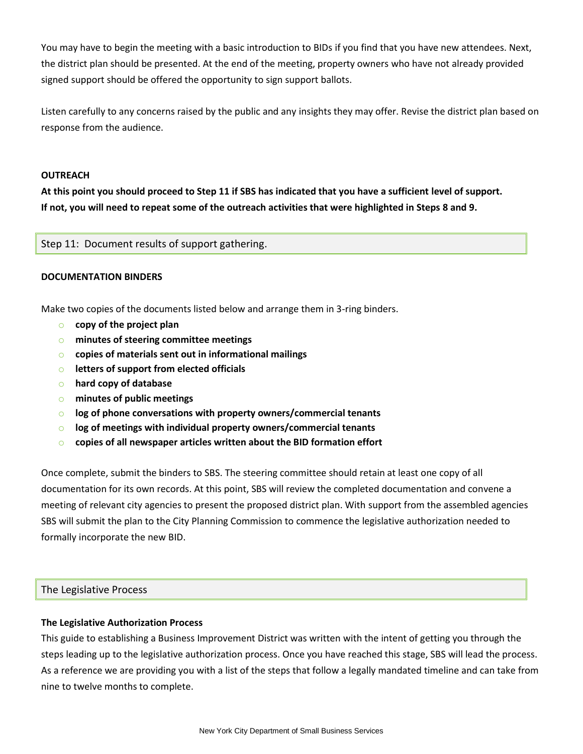You may have to begin the meeting with a basic introduction to BIDs if you find that you have new attendees. Next, the district plan should be presented. At the end of the meeting, property owners who have not already provided signed support should be offered the opportunity to sign support ballots.

Listen carefully to any concerns raised by the public and any insights they may offer. Revise the district plan based on response from the audience.

**OUTREACH**

**At this point you should proceed to Step 11 if SBS has indicated that you have a sufficient level of support. If not, you will need to repeat some of the outreach activities that were highlighted in Steps 8 and 9.**

## Step 11: Document results of support gathering.

**DOCUMENTATION BINDERS**

Make two copies of the documents listed below and arrange them in 3-ring binders.

- **copy of the project plan**
- **minutes of steering committee meetings**
- **copies of materials sent out in informational mailings**
- **letters of support from elected officials**
- **hard copy of database**
- **minutes of public meetings**
- **log of phone conversations with property owners/commercial tenants**
- **log of meetings with individual property owners/commercial tenants**
- **copies of all newspaper articles written about the BID formation effort**

Once complete, submit the binders to SBS. The steering committee should retain at least one copy of all documentation for its own records. At this point, SBS will review the completed documentation and convene a meeting of relevant city agencies to present the proposed district plan. With support from the assembled agencies SBS will submit the plan to the City Planning Commission to commence the legislative authorization needed to formally incorporate the new BID.

## The Legislative Process

**The Legislative Authorization Process**

This guide to establishing a Business Improvement District was written with the intent of getting you through the steps leading up to the legislative authorization process. Once you have reached this stage, SBS will lead the process. As a reference we are providing you with a list of the steps that follow a legally mandated timeline and can take from nine to twelve months to complete.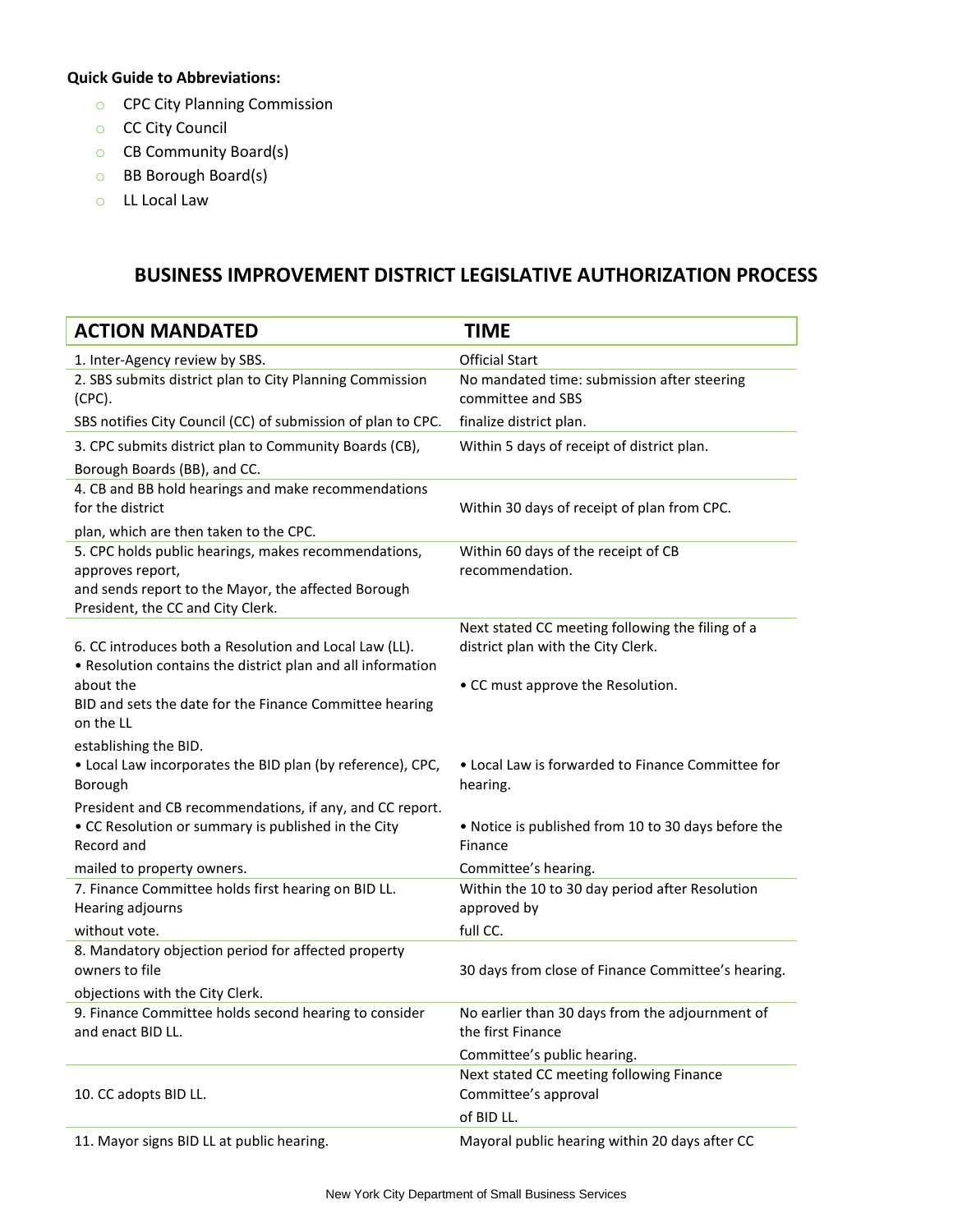**Quick Guide to Abbreviations:**

- CPC City Planning Commission
- CC City Council
- CB Community Board(s)
- BB Borough Board(s)
- LL Local Law

## BUSINESS IMPROVEMENT DISTRICT LEGISLATIVE AUTHORIZATION PROCESS

| ACTION MANDATED | TIME |
|---|---|
| 1. Inter-Agency review by SBS. | Official Start |
| 2. SBS submits district plan to City Planning Commission (CPC). SBS notifies City Council (CC) of submission of plan to CPC. | No mandated time: submission after steering committee and SBS finalize district plan. |
| 3. CPC submits district plan to Community Boards (CB), Borough Boards (BB), and CC. | Within 5 days of receipt of district plan. |
| 4. CB and BB hold hearings and make recommendations for the district plan, which are then taken to the CPC. | Within 30 days of receipt of plan from CPC. |
| 5. CPC holds public hearings, makes recommendations, approves report, and sends report to the Mayor, the affected Borough President, the CC and City Clerk. | Within 60 days of the receipt of CB recommendation. |
| 6. CC introduces both a Resolution and Local Law (LL).<br>• Resolution contains the district plan and all information about the BID and sets the date for the Finance Committee hearing on the LL establishing the BID.<br>• Local Law incorporates the BID plan (by reference), CPC, Borough President and CB recommendations, if any, and CC report.<br>• CC Resolution or summary is published in the City Record and mailed to property owners. | Next stated CC meeting following the filing of a district plan with the City Clerk.<br>• CC must approve the Resolution.<br>• Local Law is forwarded to Finance Committee for hearing.<br>• Notice is published from 10 to 30 days before the Finance Committee's hearing. |
| 7. Finance Committee holds first hearing on BID LL. Hearing adjourns without vote. | Within the 10 to 30 day period after Resolution approved by full CC. |
| 8. Mandatory objection period for affected property owners to file objections with the City Clerk. | 30 days from close of Finance Committee's hearing. |
| 9. Finance Committee holds second hearing to consider and enact BID LL. | No earlier than 30 days from the adjournment of the first Finance Committee's public hearing. |
| 10. CC adopts BID LL. | Next stated CC meeting following Finance Committee's approval of BID LL. |
| 11. Mayor signs BID LL at public hearing. | Mayoral public hearing within 20 days after CC |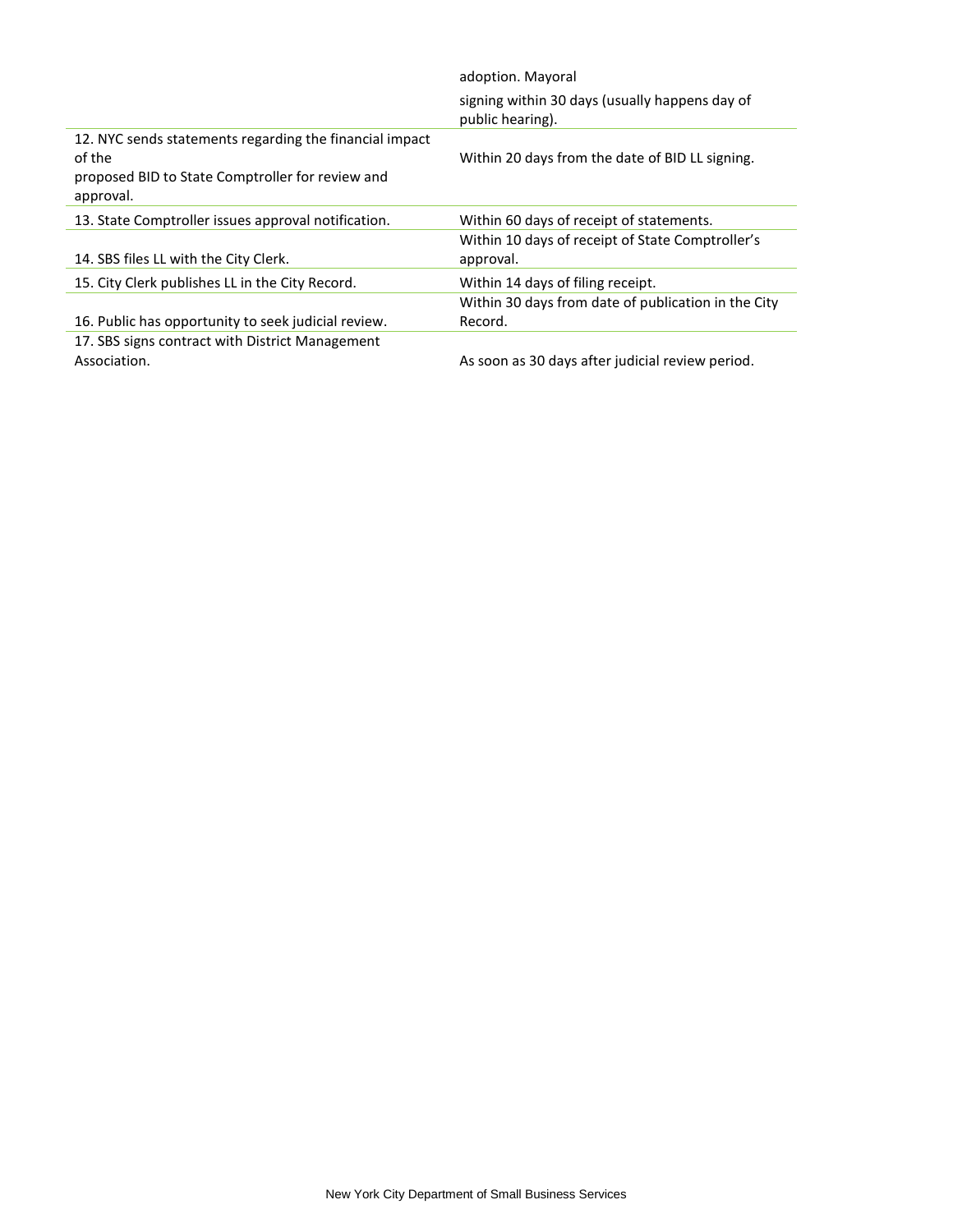| | |
|---|---|
| | adoption. Mayoral signing within 30 days (usually happens day of public hearing). |
| 12. NYC sends statements regarding the financial impact of the proposed BID to State Comptroller for review and approval. | Within 20 days from the date of BID LL signing. |
| 13. State Comptroller issues approval notification. | Within 60 days of receipt of statements. |
| 14. SBS files LL with the City Clerk. | Within 10 days of receipt of State Comptroller's approval. |
| 15. City Clerk publishes LL in the City Record. | Within 14 days of filing receipt. |
| 16. Public has opportunity to seek judicial review. | Within 30 days from date of publication in the City Record. |
| 17. SBS signs contract with District Management Association. | As soon as 30 days after judicial review period. |